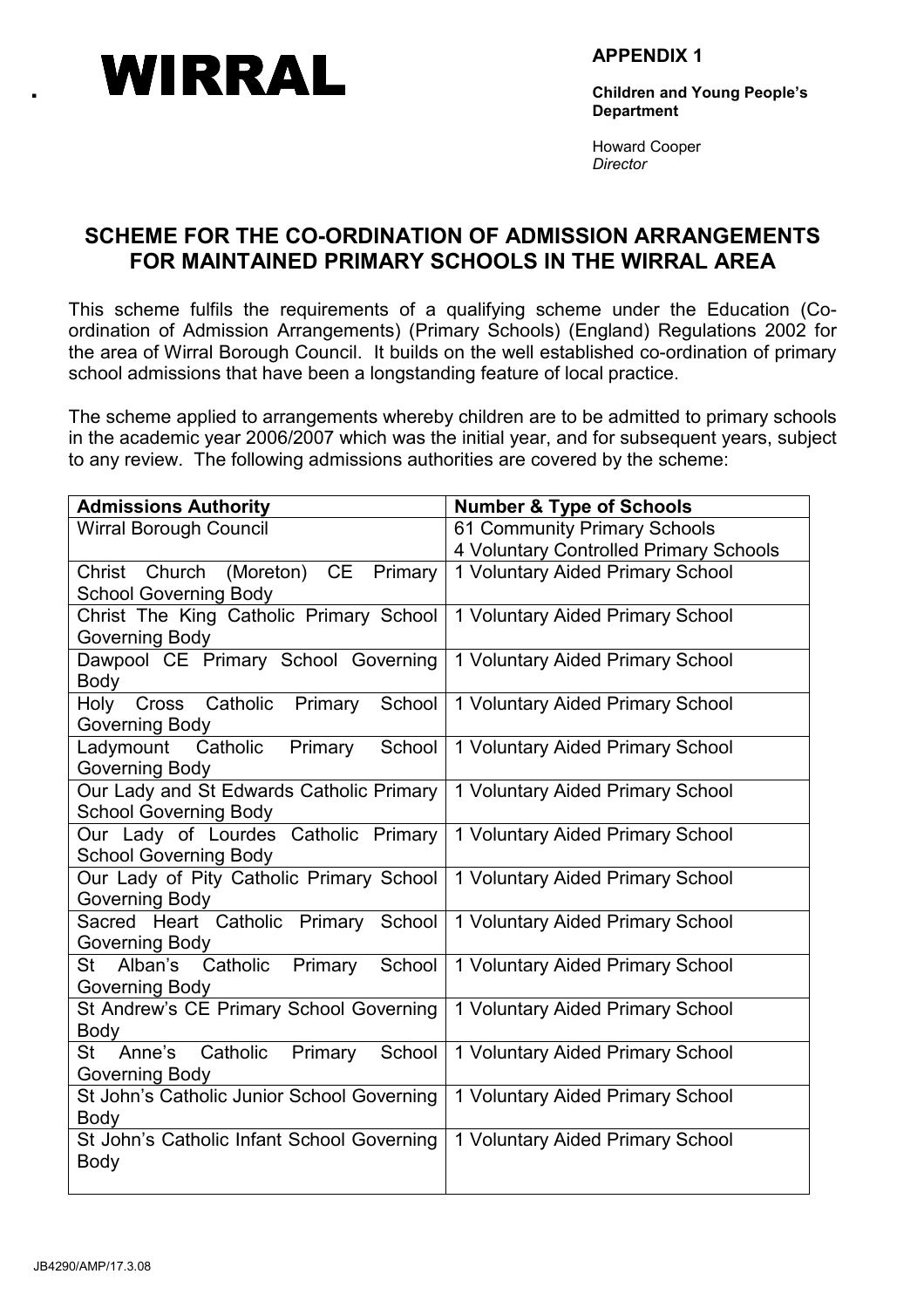**WIRRAL**

**APPENDIX 1**

**Children and Young People's Department**

Howard Cooper
*Director*

## SCHEME FOR THE CO-ORDINATION OF ADMISSION ARRANGEMENTS FOR MAINTAINED PRIMARY SCHOOLS IN THE WIRRAL AREA

This scheme fulfils the requirements of a qualifying scheme under the Education (Co-ordination of Admission Arrangements) (Primary Schools) (England) Regulations 2002 for the area of Wirral Borough Council. It builds on the well established co-ordination of primary school admissions that have been a longstanding feature of local practice.

The scheme applied to arrangements whereby children are to be admitted to primary schools in the academic year 2006/2007 which was the initial year, and for subsequent years, subject to any review. The following admissions authorities are covered by the scheme:

| **Admissions Authority** | **Number & Type of Schools** |
| --- | --- |
| Wirral Borough Council | 61 Community Primary Schools<br>4 Voluntary Controlled Primary Schools |
| Christ Church (Moreton) CE Primary School Governing Body | 1 Voluntary Aided Primary School |
| Christ The King Catholic Primary School Governing Body | 1 Voluntary Aided Primary School |
| Dawpool CE Primary School Governing Body | 1 Voluntary Aided Primary School |
| Holy Cross Catholic Primary School Governing Body | 1 Voluntary Aided Primary School |
| Ladymount Catholic Primary School Governing Body | 1 Voluntary Aided Primary School |
| Our Lady and St Edwards Catholic Primary School Governing Body | 1 Voluntary Aided Primary School |
| Our Lady of Lourdes Catholic Primary School Governing Body | 1 Voluntary Aided Primary School |
| Our Lady of Pity Catholic Primary School Governing Body | 1 Voluntary Aided Primary School |
| Sacred Heart Catholic Primary School Governing Body | 1 Voluntary Aided Primary School |
| St Alban's Catholic Primary School Governing Body | 1 Voluntary Aided Primary School |
| St Andrew's CE Primary School Governing Body | 1 Voluntary Aided Primary School |
| St Anne's Catholic Primary School Governing Body | 1 Voluntary Aided Primary School |
| St John's Catholic Junior School Governing Body | 1 Voluntary Aided Primary School |
| St John's Catholic Infant School Governing Body | 1 Voluntary Aided Primary School |

JB4290/AMP/17.3.08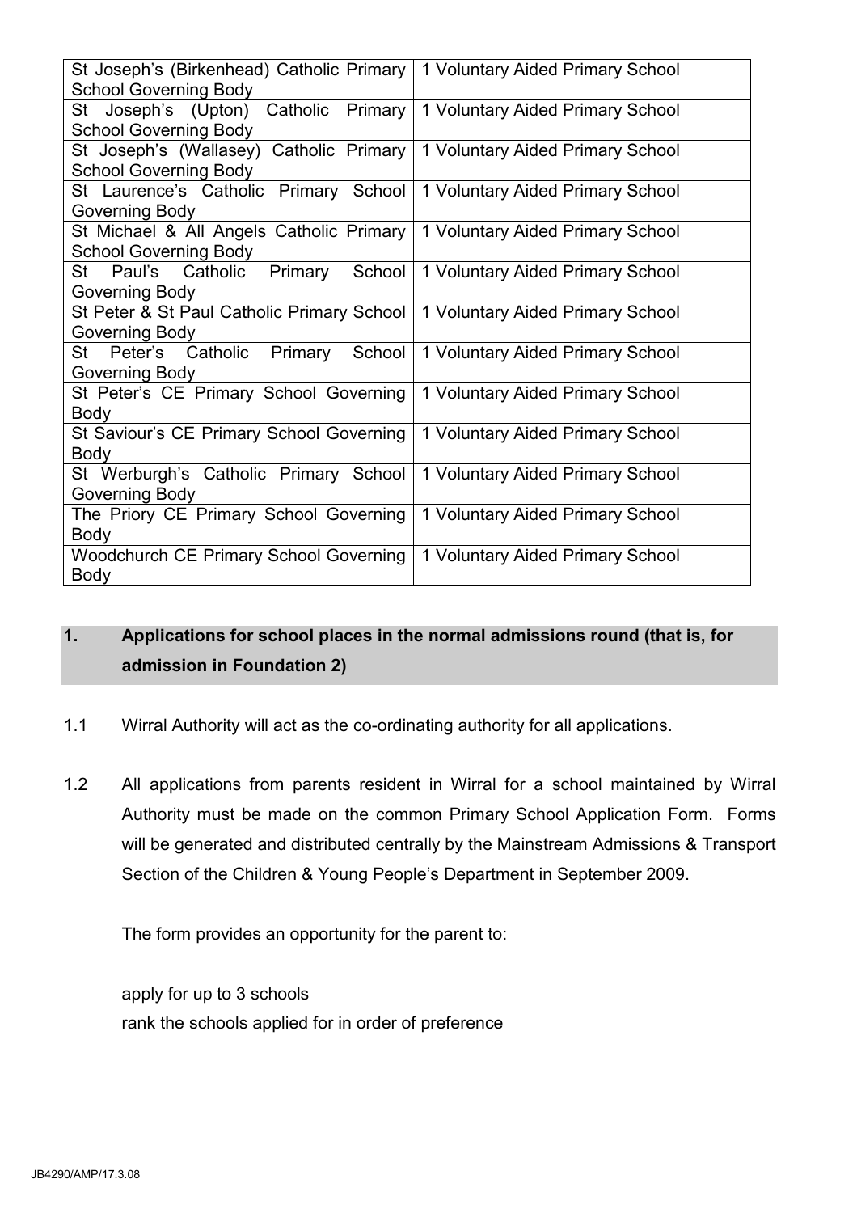| St Joseph's (Birkenhead) Catholic Primary School Governing Body | 1 Voluntary Aided Primary School |
|---|---|
| St Joseph's (Upton) Catholic Primary School Governing Body | 1 Voluntary Aided Primary School |
| St Joseph's (Wallasey) Catholic Primary School Governing Body | 1 Voluntary Aided Primary School |
| St Laurence's Catholic Primary School Governing Body | 1 Voluntary Aided Primary School |
| St Michael & All Angels Catholic Primary School Governing Body | 1 Voluntary Aided Primary School |
| St Paul's Catholic Primary School Governing Body | 1 Voluntary Aided Primary School |
| St Peter & St Paul Catholic Primary School Governing Body | 1 Voluntary Aided Primary School |
| St Peter's Catholic Primary School Governing Body | 1 Voluntary Aided Primary School |
| St Peter's CE Primary School Governing Body | 1 Voluntary Aided Primary School |
| St Saviour's CE Primary School Governing Body | 1 Voluntary Aided Primary School |
| St Werburgh's Catholic Primary School Governing Body | 1 Voluntary Aided Primary School |
| The Priory CE Primary School Governing Body | 1 Voluntary Aided Primary School |
| Woodchurch CE Primary School Governing Body | 1 Voluntary Aided Primary School |

## 1. Applications for school places in the normal admissions round (that is, for admission in Foundation 2)

1.1 Wirral Authority will act as the co-ordinating authority for all applications.

1.2 All applications from parents resident in Wirral for a school maintained by Wirral Authority must be made on the common Primary School Application Form. Forms will be generated and distributed centrally by the Mainstream Admissions & Transport Section of the Children & Young People's Department in September 2009.

The form provides an opportunity for the parent to:

apply for up to 3 schools

rank the schools applied for in order of preference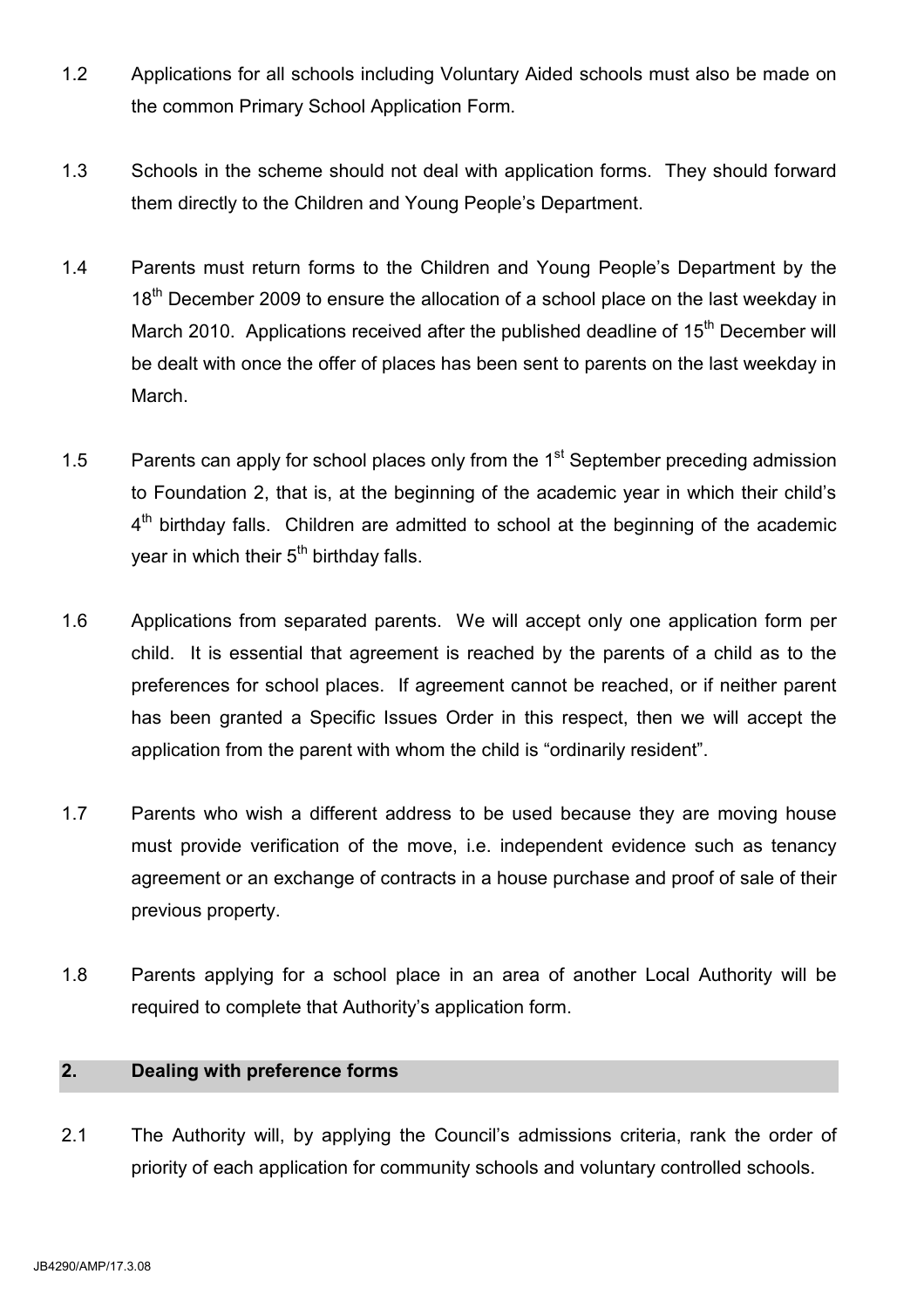1.2 Applications for all schools including Voluntary Aided schools must also be made on the common Primary School Application Form.

1.3 Schools in the scheme should not deal with application forms. They should forward them directly to the Children and Young People's Department.

1.4 Parents must return forms to the Children and Young People's Department by the 18th December 2009 to ensure the allocation of a school place on the last weekday in March 2010. Applications received after the published deadline of 15th December will be dealt with once the offer of places has been sent to parents on the last weekday in March.

1.5 Parents can apply for school places only from the 1st September preceding admission to Foundation 2, that is, at the beginning of the academic year in which their child's 4th birthday falls. Children are admitted to school at the beginning of the academic year in which their 5th birthday falls.

1.6 Applications from separated parents. We will accept only one application form per child. It is essential that agreement is reached by the parents of a child as to the preferences for school places. If agreement cannot be reached, or if neither parent has been granted a Specific Issues Order in this respect, then we will accept the application from the parent with whom the child is "ordinarily resident".

1.7 Parents who wish a different address to be used because they are moving house must provide verification of the move, i.e. independent evidence such as tenancy agreement or an exchange of contracts in a house purchase and proof of sale of their previous property.

1.8 Parents applying for a school place in an area of another Local Authority will be required to complete that Authority's application form.

## 2. Dealing with preference forms

2.1 The Authority will, by applying the Council's admissions criteria, rank the order of priority of each application for community schools and voluntary controlled schools.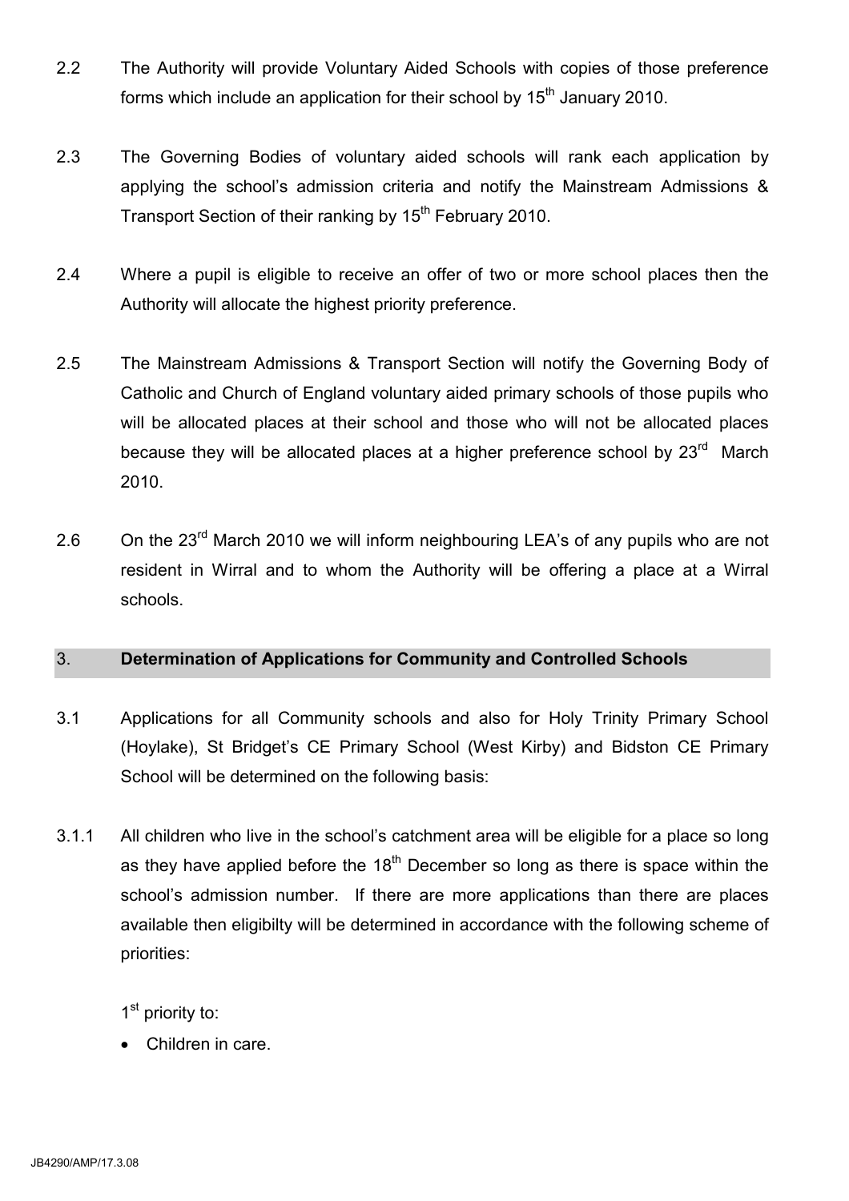2.2 The Authority will provide Voluntary Aided Schools with copies of those preference forms which include an application for their school by 15th January 2010.

2.3 The Governing Bodies of voluntary aided schools will rank each application by applying the school's admission criteria and notify the Mainstream Admissions & Transport Section of their ranking by 15th February 2010.

2.4 Where a pupil is eligible to receive an offer of two or more school places then the Authority will allocate the highest priority preference.

2.5 The Mainstream Admissions & Transport Section will notify the Governing Body of Catholic and Church of England voluntary aided primary schools of those pupils who will be allocated places at their school and those who will not be allocated places because they will be allocated places at a higher preference school by 23rd March 2010.

2.6 On the 23rd March 2010 we will inform neighbouring LEA's of any pupils who are not resident in Wirral and to whom the Authority will be offering a place at a Wirral schools.

## 3. Determination of Applications for Community and Controlled Schools

3.1 Applications for all Community schools and also for Holy Trinity Primary School (Hoylake), St Bridget's CE Primary School (West Kirby) and Bidston CE Primary School will be determined on the following basis:

3.1.1 All children who live in the school's catchment area will be eligible for a place so long as they have applied before the 18th December so long as there is space within the school's admission number. If there are more applications than there are places available then eligibilty will be determined in accordance with the following scheme of priorities:

1st priority to:

- Children in care.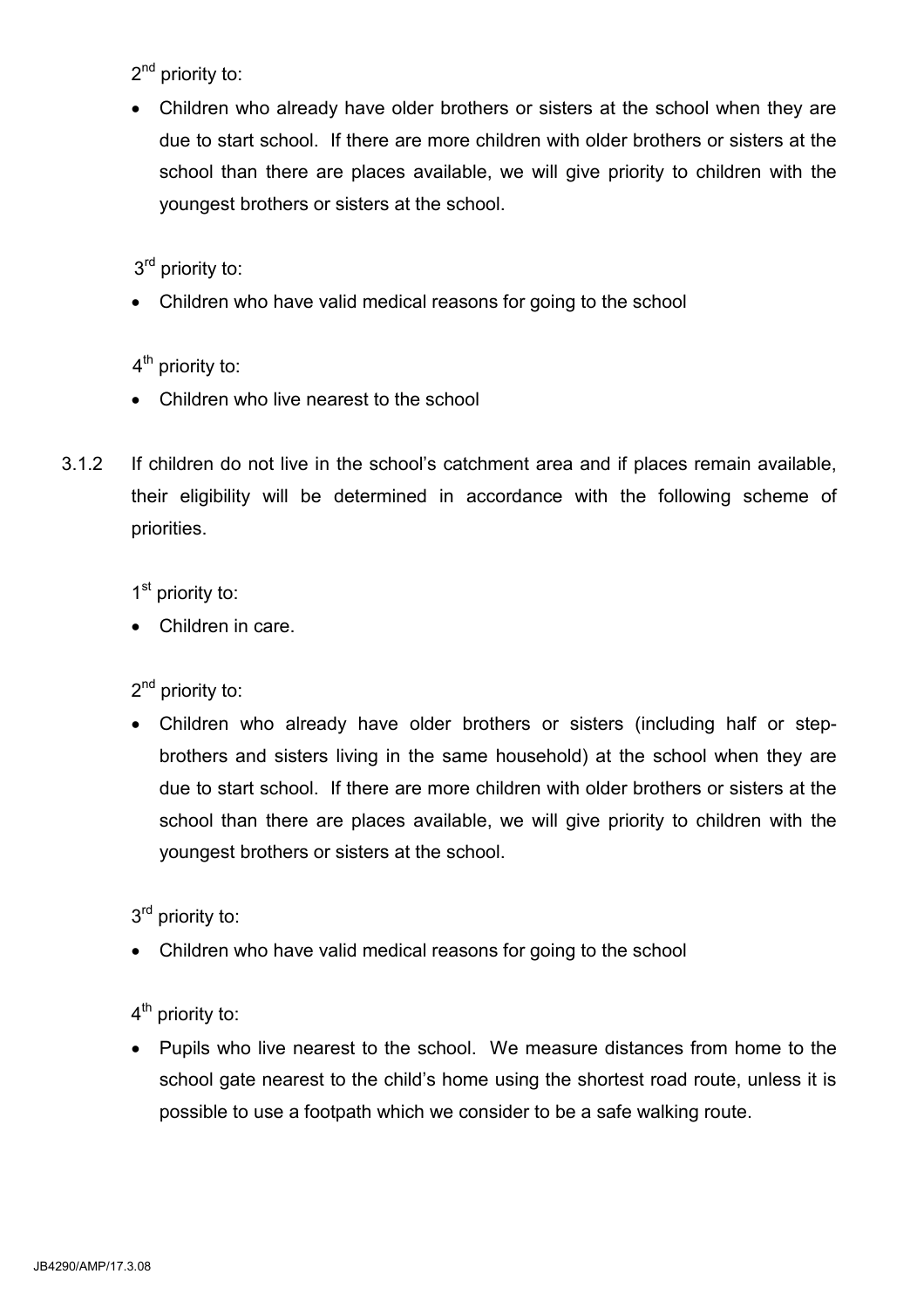2nd priority to:

- Children who already have older brothers or sisters at the school when they are due to start school. If there are more children with older brothers or sisters at the school than there are places available, we will give priority to children with the youngest brothers or sisters at the school.

3rd priority to:

- Children who have valid medical reasons for going to the school

4th priority to:

- Children who live nearest to the school

3.1.2 If children do not live in the school's catchment area and if places remain available, their eligibility will be determined in accordance with the following scheme of priorities.

1st priority to:

- Children in care.

2nd priority to:

- Children who already have older brothers or sisters (including half or step-brothers and sisters living in the same household) at the school when they are due to start school. If there are more children with older brothers or sisters at the school than there are places available, we will give priority to children with the youngest brothers or sisters at the school.

3rd priority to:

- Children who have valid medical reasons for going to the school

4th priority to:

- Pupils who live nearest to the school. We measure distances from home to the school gate nearest to the child's home using the shortest road route, unless it is possible to use a footpath which we consider to be a safe walking route.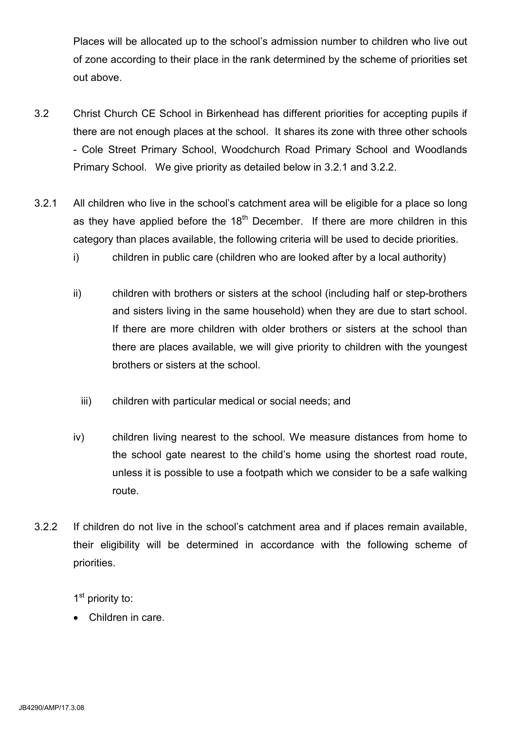Places will be allocated up to the school's admission number to children who live out of zone according to their place in the rank determined by the scheme of priorities set out above.

3.2 Christ Church CE School in Birkenhead has different priorities for accepting pupils if there are not enough places at the school. It shares its zone with three other schools - Cole Street Primary School, Woodchurch Road Primary School and Woodlands Primary School. We give priority as detailed below in 3.2.1 and 3.2.2.

3.2.1 All children who live in the school's catchment area will be eligible for a place so long as they have applied before the 18th December. If there are more children in this category than places available, the following criteria will be used to decide priorities.

i) children in public care (children who are looked after by a local authority)

ii) children with brothers or sisters at the school (including half or step-brothers and sisters living in the same household) when they are due to start school. If there are more children with older brothers or sisters at the school than there are places available, we will give priority to children with the youngest brothers or sisters at the school.

iii) children with particular medical or social needs; and

iv) children living nearest to the school. We measure distances from home to the school gate nearest to the child's home using the shortest road route, unless it is possible to use a footpath which we consider to be a safe walking route.

3.2.2 If children do not live in the school's catchment area and if places remain available, their eligibility will be determined in accordance with the following scheme of priorities.

1st priority to:

- Children in care.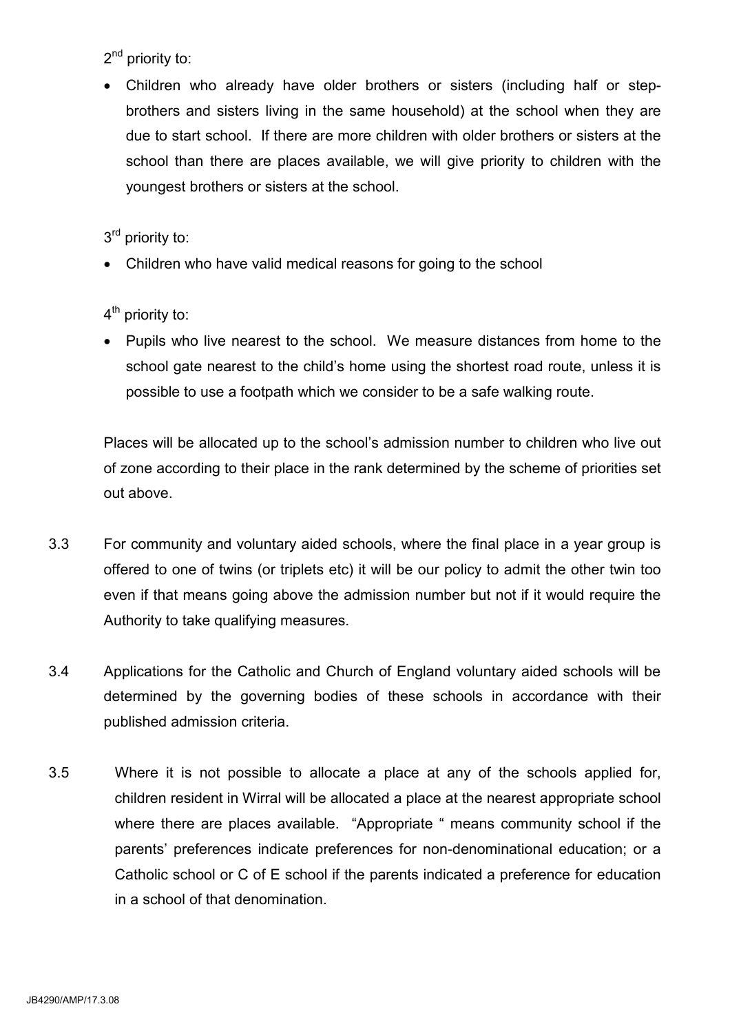2nd priority to:

- Children who already have older brothers or sisters (including half or step-brothers and sisters living in the same household) at the school when they are due to start school. If there are more children with older brothers or sisters at the school than there are places available, we will give priority to children with the youngest brothers or sisters at the school.

3rd priority to:

- Children who have valid medical reasons for going to the school

4th priority to:

- Pupils who live nearest to the school. We measure distances from home to the school gate nearest to the child's home using the shortest road route, unless it is possible to use a footpath which we consider to be a safe walking route.

Places will be allocated up to the school's admission number to children who live out of zone according to their place in the rank determined by the scheme of priorities set out above.

3.3 For community and voluntary aided schools, where the final place in a year group is offered to one of twins (or triplets etc) it will be our policy to admit the other twin too even if that means going above the admission number but not if it would require the Authority to take qualifying measures.

3.4 Applications for the Catholic and Church of England voluntary aided schools will be determined by the governing bodies of these schools in accordance with their published admission criteria.

3.5 Where it is not possible to allocate a place at any of the schools applied for, children resident in Wirral will be allocated a place at the nearest appropriate school where there are places available. "Appropriate " means community school if the parents' preferences indicate preferences for non-denominational education; or a Catholic school or C of E school if the parents indicated a preference for education in a school of that denomination.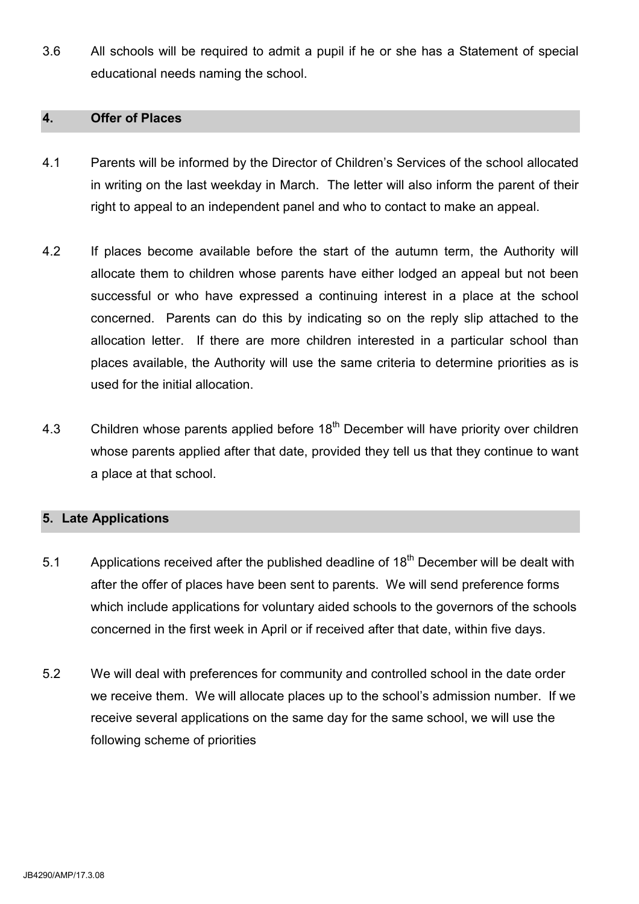3.6 All schools will be required to admit a pupil if he or she has a Statement of special educational needs naming the school.

## 4. Offer of Places

4.1 Parents will be informed by the Director of Children's Services of the school allocated in writing on the last weekday in March. The letter will also inform the parent of their right to appeal to an independent panel and who to contact to make an appeal.

4.2 If places become available before the start of the autumn term, the Authority will allocate them to children whose parents have either lodged an appeal but not been successful or who have expressed a continuing interest in a place at the school concerned. Parents can do this by indicating so on the reply slip attached to the allocation letter. If there are more children interested in a particular school than places available, the Authority will use the same criteria to determine priorities as is used for the initial allocation.

4.3 Children whose parents applied before 18th December will have priority over children whose parents applied after that date, provided they tell us that they continue to want a place at that school.

## 5. Late Applications

5.1 Applications received after the published deadline of 18th December will be dealt with after the offer of places have been sent to parents. We will send preference forms which include applications for voluntary aided schools to the governors of the schools concerned in the first week in April or if received after that date, within five days.

5.2 We will deal with preferences for community and controlled school in the date order we receive them. We will allocate places up to the school's admission number. If we receive several applications on the same day for the same school, we will use the following scheme of priorities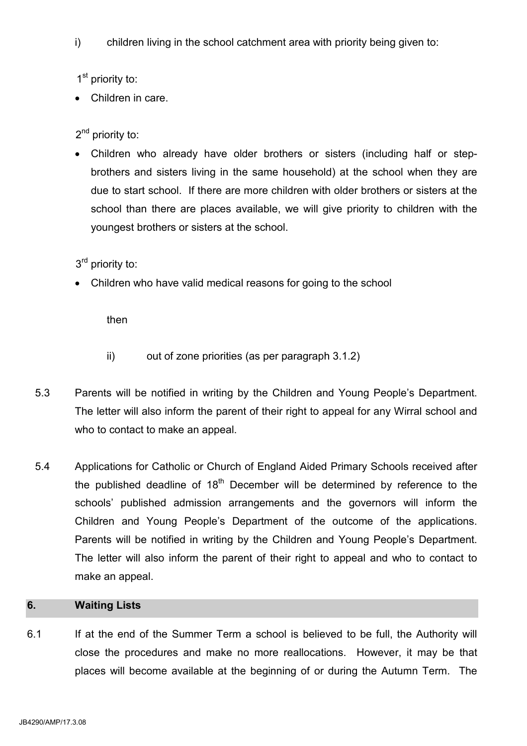i) children living in the school catchment area with priority being given to:

1st priority to:

- Children in care.

2nd priority to:

- Children who already have older brothers or sisters (including half or step-brothers and sisters living in the same household) at the school when they are due to start school. If there are more children with older brothers or sisters at the school than there are places available, we will give priority to children with the youngest brothers or sisters at the school.

3rd priority to:

- Children who have valid medical reasons for going to the school

then

ii) out of zone priorities (as per paragraph 3.1.2)

5.3 Parents will be notified in writing by the Children and Young People's Department. The letter will also inform the parent of their right to appeal for any Wirral school and who to contact to make an appeal.

5.4 Applications for Catholic or Church of England Aided Primary Schools received after the published deadline of 18th December will be determined by reference to the schools' published admission arrangements and the governors will inform the Children and Young People's Department of the outcome of the applications. Parents will be notified in writing by the Children and Young People's Department. The letter will also inform the parent of their right to appeal and who to contact to make an appeal.

## 6. Waiting Lists

6.1 If at the end of the Summer Term a school is believed to be full, the Authority will close the procedures and make no more reallocations. However, it may be that places will become available at the beginning of or during the Autumn Term. The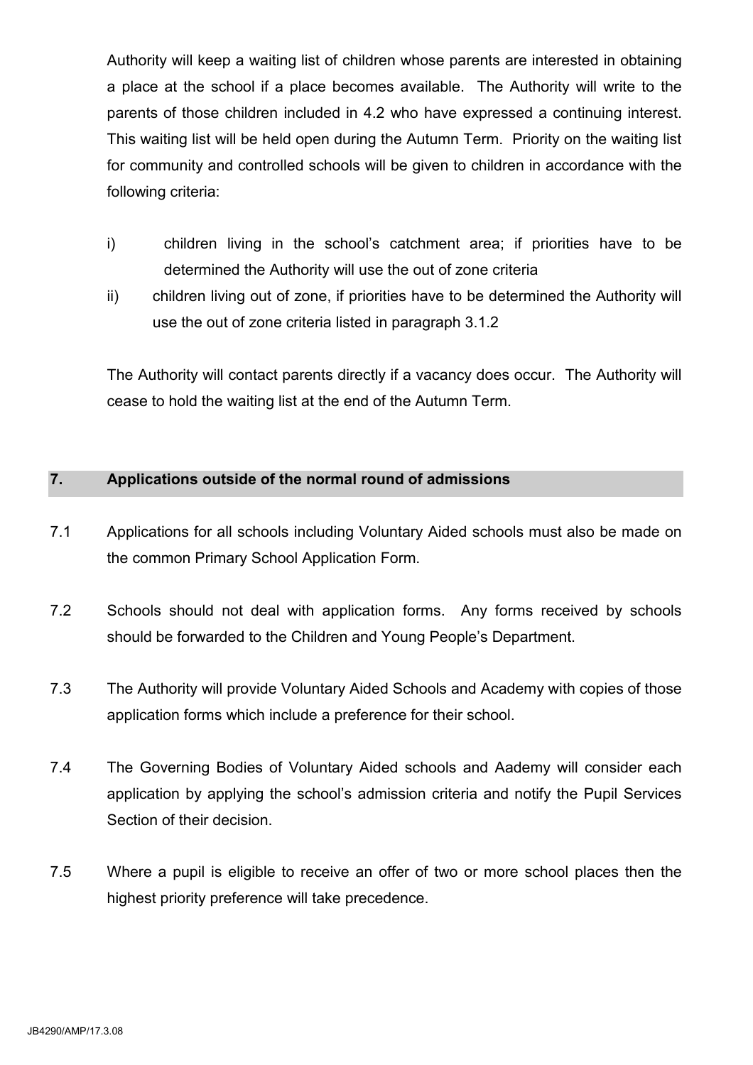Authority will keep a waiting list of children whose parents are interested in obtaining a place at the school if a place becomes available. The Authority will write to the parents of those children included in 4.2 who have expressed a continuing interest. This waiting list will be held open during the Autumn Term. Priority on the waiting list for community and controlled schools will be given to children in accordance with the following criteria:

i) children living in the school's catchment area; if priorities have to be determined the Authority will use the out of zone criteria

ii) children living out of zone, if priorities have to be determined the Authority will use the out of zone criteria listed in paragraph 3.1.2

The Authority will contact parents directly if a vacancy does occur. The Authority will cease to hold the waiting list at the end of the Autumn Term.

## 7. Applications outside of the normal round of admissions

7.1 Applications for all schools including Voluntary Aided schools must also be made on the common Primary School Application Form.

7.2 Schools should not deal with application forms. Any forms received by schools should be forwarded to the Children and Young People's Department.

7.3 The Authority will provide Voluntary Aided Schools and Academy with copies of those application forms which include a preference for their school.

7.4 The Governing Bodies of Voluntary Aided schools and Aademy will consider each application by applying the school's admission criteria and notify the Pupil Services Section of their decision.

7.5 Where a pupil is eligible to receive an offer of two or more school places then the highest priority preference will take precedence.

JB4290/AMP/17.3.08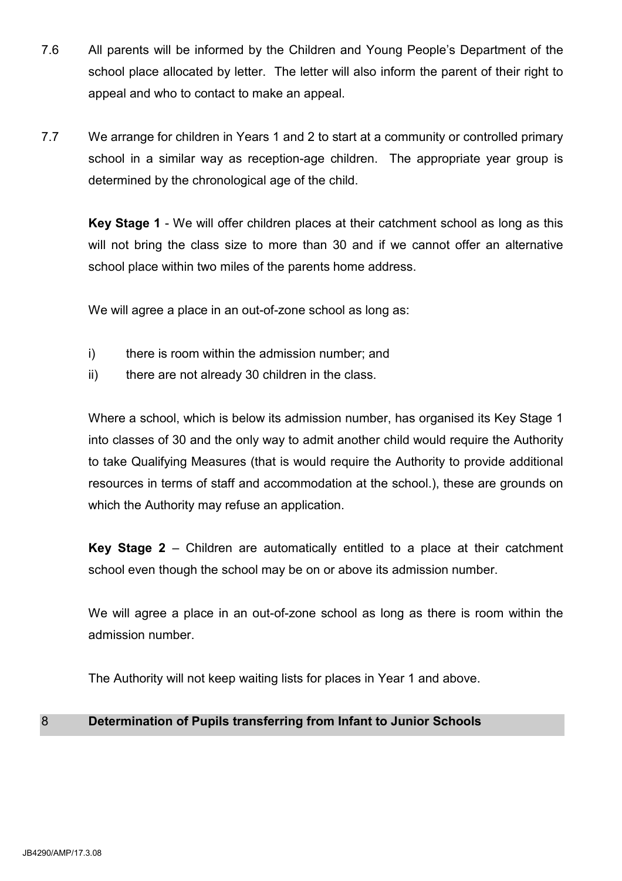7.6 All parents will be informed by the Children and Young People's Department of the school place allocated by letter. The letter will also inform the parent of their right to appeal and who to contact to make an appeal.

7.7 We arrange for children in Years 1 and 2 to start at a community or controlled primary school in a similar way as reception-age children. The appropriate year group is determined by the chronological age of the child.

**Key Stage 1** - We will offer children places at their catchment school as long as this will not bring the class size to more than 30 and if we cannot offer an alternative school place within two miles of the parents home address.

We will agree a place in an out-of-zone school as long as:

i) there is room within the admission number; and
ii) there are not already 30 children in the class.

Where a school, which is below its admission number, has organised its Key Stage 1 into classes of 30 and the only way to admit another child would require the Authority to take Qualifying Measures (that is would require the Authority to provide additional resources in terms of staff and accommodation at the school.), these are grounds on which the Authority may refuse an application.

**Key Stage 2** – Children are automatically entitled to a place at their catchment school even though the school may be on or above its admission number.

We will agree a place in an out-of-zone school as long as there is room within the admission number.

The Authority will not keep waiting lists for places in Year 1 and above.

## 8 Determination of Pupils transferring from Infant to Junior Schools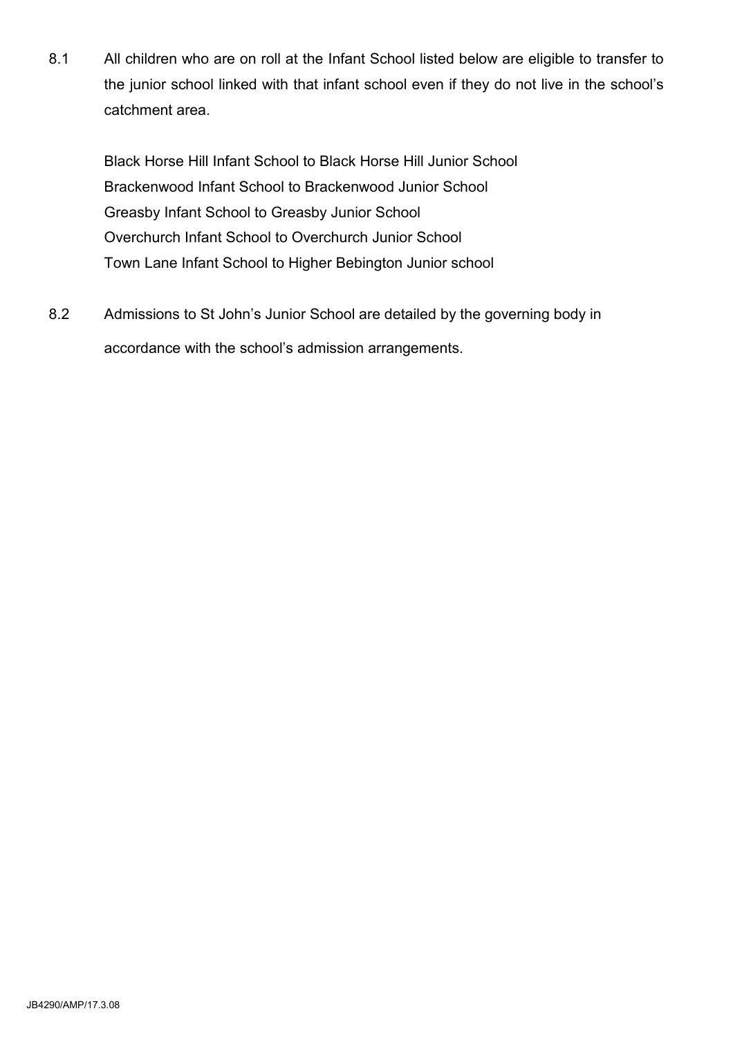8.1 All children who are on roll at the Infant School listed below are eligible to transfer to the junior school linked with that infant school even if they do not live in the school's catchment area.

Black Horse Hill Infant School to Black Horse Hill Junior School
Brackenwood Infant School to Brackenwood Junior School
Greasby Infant School to Greasby Junior School
Overchurch Infant School to Overchurch Junior School
Town Lane Infant School to Higher Bebington Junior school

8.2 Admissions to St John's Junior School are detailed by the governing body in accordance with the school's admission arrangements.